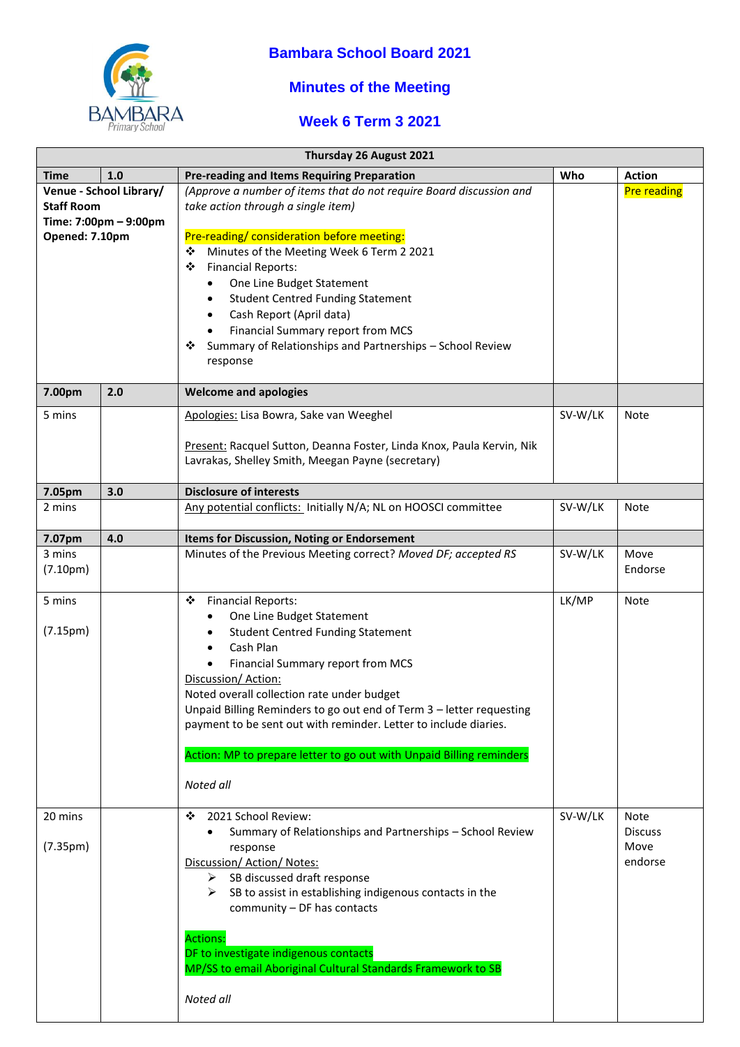# Bambara School Board 2021

## Minutes of the Meeting

## Week 6 Term 3 2021

| Thursday 26 August 2021 | | | | |
|---|---|---|---|---|
| **Time** | **1.0** | **Pre-reading and Items Requiring Preparation** | **Who** | **Action** |
| **Venue - School Library/ Staff Room**<br>**Time: 7:00pm – 9:00pm**<br>**Opened: 7.10pm** | | *(Approve a number of items that do not require Board discussion and take action through a single item)*<br><br>Pre-reading/ consideration before meeting:<br>❖ Minutes of the Meeting Week 6 Term 2 2021<br>❖ Financial Reports:<br>• One Line Budget Statement<br>• Student Centred Funding Statement<br>• Cash Report (April data)<br>• Financial Summary report from MCS<br>❖ Summary of Relationships and Partnerships – School Review response | | Pre reading |
| **7.00pm** | **2.0** | **Welcome and apologies** | | |
| 5 mins | | Apologies: Lisa Bowra, Sake van Weeghel<br><br>Present: Racquel Sutton, Deanna Foster, Linda Knox, Paula Kervin, Nik Lavrakas, Shelley Smith, Meegan Payne (secretary) | SV-W/LK | Note |
| **7.05pm** | **3.0** | **Disclosure of interests** | | |
| 2 mins | | Any potential conflicts: Initially N/A; NL on HOOSCI committee | SV-W/LK | Note |
| **7.07pm** | **4.0** | **Items for Discussion, Noting or Endorsement** | | |
| 3 mins<br>(7.10pm) | | Minutes of the Previous Meeting correct? *Moved DF; accepted RS* | SV-W/LK | Move<br>Endorse |
| 5 mins<br><br>(7.15pm) | | ❖ Financial Reports:<br>• One Line Budget Statement<br>• Student Centred Funding Statement<br>• Cash Plan<br>• Financial Summary report from MCS<br>Discussion/ Action:<br>Noted overall collection rate under budget<br>Unpaid Billing Reminders to go out end of Term 3 – letter requesting payment to be sent out with reminder. Letter to include diaries.<br><br>Action: MP to prepare letter to go out with Unpaid Billing reminders<br><br>*Noted all* | LK/MP | Note |
| 20 mins<br><br>(7.35pm) | | ❖ 2021 School Review:<br>• Summary of Relationships and Partnerships – School Review response<br>Discussion/ Action/ Notes:<br>➢ SB discussed draft response<br>➢ SB to assist in establishing indigenous contacts in the community – DF has contacts<br><br>Actions:<br>DF to investigate indigenous contacts<br>MP/SS to email Aboriginal Cultural Standards Framework to SB<br><br>*Noted all* | SV-W/LK | Note<br>Discuss<br>Move<br>endorse |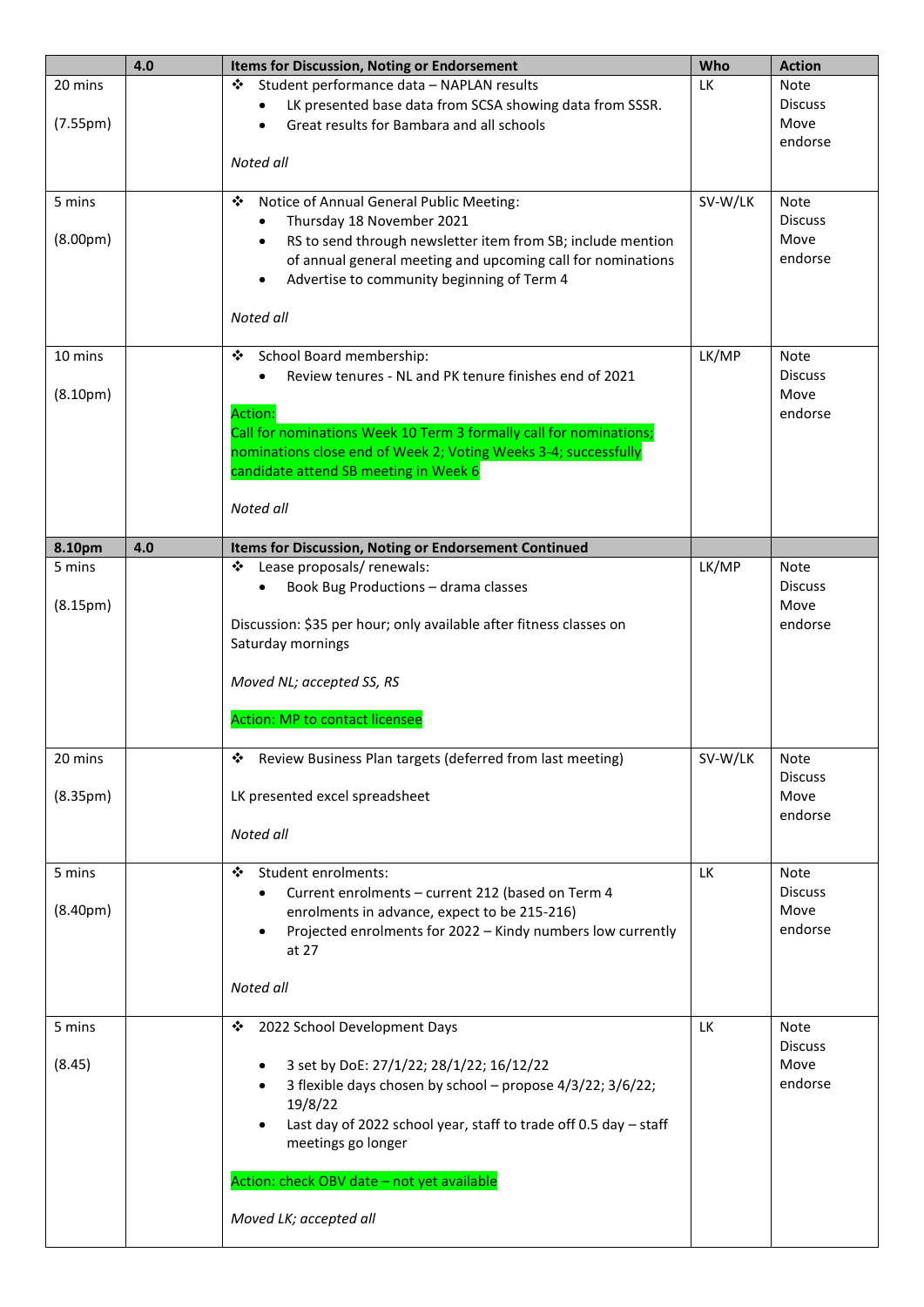| | 4.0 | Items for Discussion, Noting or Endorsement | Who | Action |
|---|---|---|---|---|
| 20 mins<br><br>(7.55pm) | | ❖ Student performance data – NAPLAN results<br>• LK presented base data from SCSA showing data from SSSR.<br>• Great results for Bambara and all schools<br><br>*Noted all* | LK | Note<br>Discuss<br>Move<br>endorse |
| 5 mins<br><br>(8.00pm) | | ❖ Notice of Annual General Public Meeting:<br>• Thursday 18 November 2021<br>• RS to send through newsletter item from SB; include mention of annual general meeting and upcoming call for nominations<br>• Advertise to community beginning of Term 4<br><br>*Noted all* | SV-W/LK | Note<br>Discuss<br>Move<br>endorse |
| 10 mins<br><br>(8.10pm) | | ❖ School Board membership:<br>• Review tenures - NL and PK tenure finishes end of 2021<br><br>Action:<br>Call for nominations Week 10 Term 3 formally call for nominations; nominations close end of Week 2; Voting Weeks 3-4; successfully candidate attend SB meeting in Week 6<br><br>*Noted all* | LK/MP | Note<br>Discuss<br>Move<br>endorse |
| **8.10pm** | **4.0** | **Items for Discussion, Noting or Endorsement Continued** | | |
| 5 mins<br><br>(8.15pm) | | ❖ Lease proposals/ renewals:<br>• Book Bug Productions – drama classes<br><br>Discussion: $35 per hour; only available after fitness classes on Saturday mornings<br><br>*Moved NL; accepted SS, RS*<br><br>Action: MP to contact licensee | LK/MP | Note<br>Discuss<br>Move<br>endorse |
| 20 mins<br><br>(8.35pm) | | ❖ Review Business Plan targets (deferred from last meeting)<br><br>LK presented excel spreadsheet<br><br>*Noted all* | SV-W/LK | Note<br>Discuss<br>Move<br>endorse |
| 5 mins<br><br>(8.40pm) | | ❖ Student enrolments:<br>• Current enrolments – current 212 (based on Term 4 enrolments in advance, expect to be 215-216)<br>• Projected enrolments for 2022 – Kindy numbers low currently at 27<br><br>*Noted all* | LK | Note<br>Discuss<br>Move<br>endorse |
| 5 mins<br><br>(8.45) | | ❖ 2022 School Development Days<br><br>• 3 set by DoE: 27/1/22; 28/1/22; 16/12/22<br>• 3 flexible days chosen by school – propose 4/3/22; 3/6/22; 19/8/22<br>• Last day of 2022 school year, staff to trade off 0.5 day – staff meetings go longer<br><br>Action: check OBV date – not yet available<br><br>*Moved LK; accepted all* | LK | Note<br>Discuss<br>Move<br>endorse |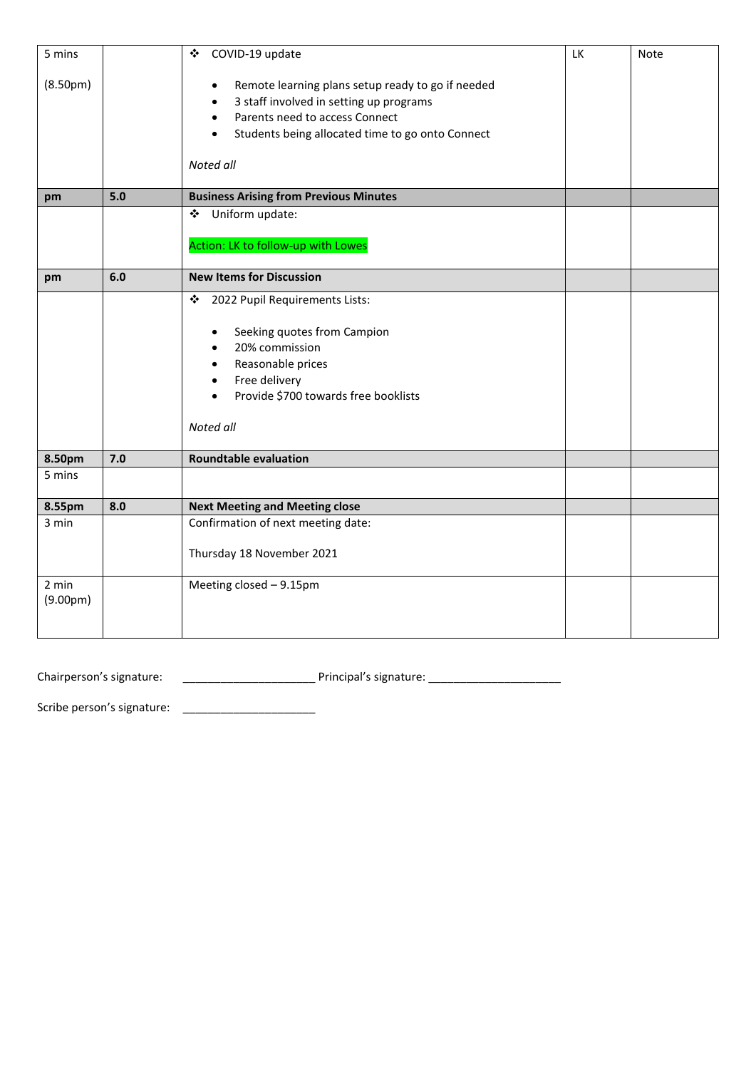| 5 mins<br><br>(8.50pm) | | ❖ COVID-19 update<br><br>• Remote learning plans setup ready to go if needed<br>• 3 staff involved in setting up programs<br>• Parents need to access Connect<br>• Students being allocated time to go onto Connect<br><br>*Noted all* | LK | Note |
|---|---|---|---|---|
| **pm** | **5.0** | **Business Arising from Previous Minutes** | | |
| | | ❖ Uniform update:<br><br>Action: LK to follow-up with Lowes | | |
| **pm** | **6.0** | **New Items for Discussion** | | |
| | | ❖ 2022 Pupil Requirements Lists:<br><br>• Seeking quotes from Campion<br>• 20% commission<br>• Reasonable prices<br>• Free delivery<br>• Provide $700 towards free booklists<br><br>*Noted all* | | |
| **8.50pm** | **7.0** | **Roundtable evaluation** | | |
| 5 mins | | | | |
| **8.55pm** | **8.0** | **Next Meeting and Meeting close** | | |
| 3 min | | Confirmation of next meeting date:<br><br>Thursday 18 November 2021 | | |
| 2 min<br>(9.00pm) | | Meeting closed – 9.15pm | | |

Chairperson's signature: ____________________ Principal's signature: ____________________

Scribe person's signature: ____________________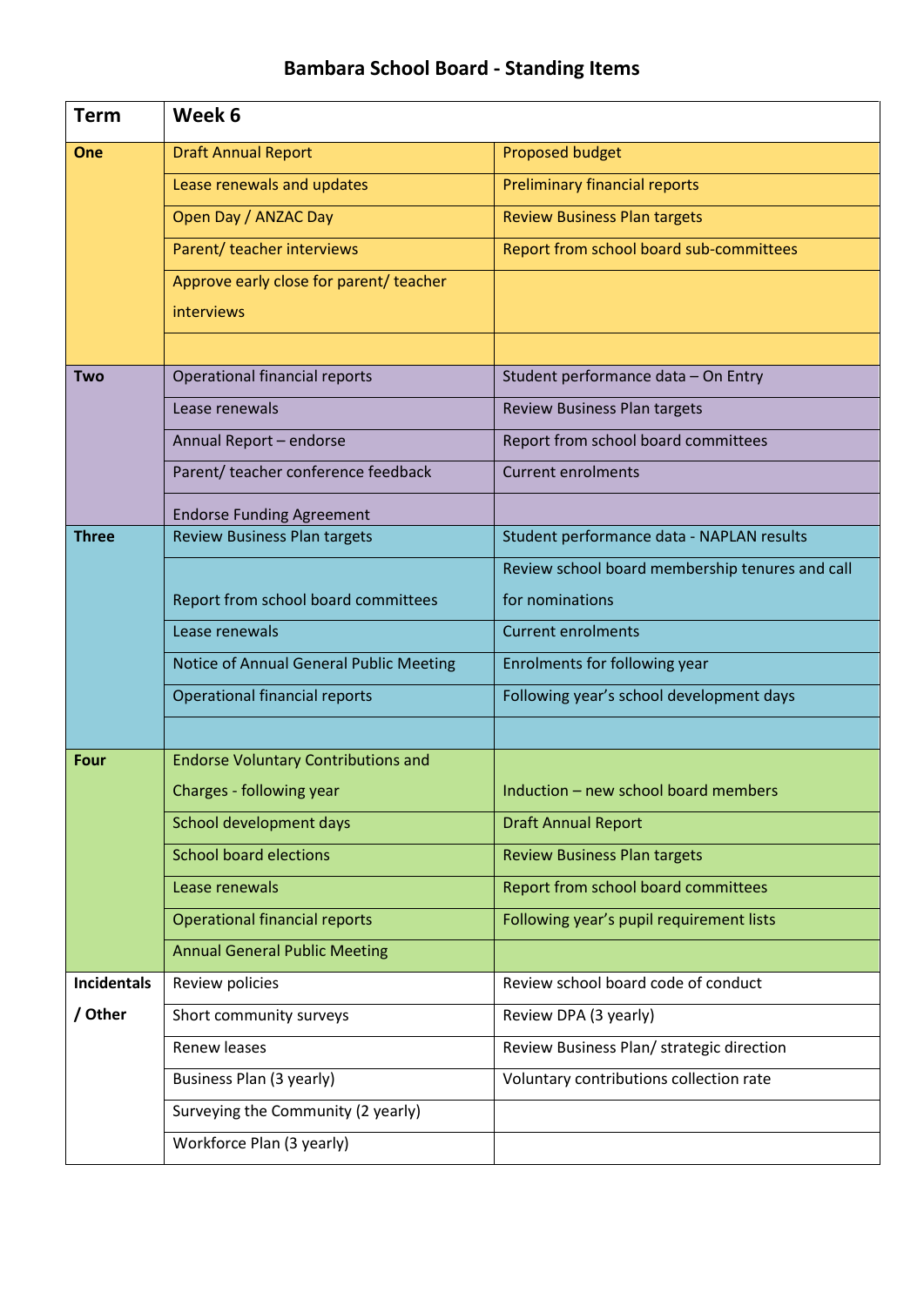# Bambara School Board - Standing Items

| Term | Week 6 | |
|---|---|---|
| **One** | Draft Annual Report | Proposed budget |
| | Lease renewals and updates | Preliminary financial reports |
| | Open Day / ANZAC Day | Review Business Plan targets |
| | Parent/ teacher interviews | Report from school board sub-committees |
| | Approve early close for parent/ teacher interviews | |
| | | |
| **Two** | Operational financial reports | Student performance data – On Entry |
| | Lease renewals | Review Business Plan targets |
| | Annual Report – endorse | Report from school board committees |
| | Parent/ teacher conference feedback | Current enrolments |
| | Endorse Funding Agreement | |
| **Three** | Review Business Plan targets | Student performance data - NAPLAN results |
| | Report from school board committees | Review school board membership tenures and call for nominations |
| | Lease renewals | Current enrolments |
| | Notice of Annual General Public Meeting | Enrolments for following year |
| | Operational financial reports | Following year's school development days |
| | | |
| **Four** | Endorse Voluntary Contributions and Charges - following year | Induction – new school board members |
| | School development days | Draft Annual Report |
| | School board elections | Review Business Plan targets |
| | Lease renewals | Report from school board committees |
| | Operational financial reports | Following year's pupil requirement lists |
| | Annual General Public Meeting | |
| **Incidentals / Other** | Review policies | Review school board code of conduct |
| | Short community surveys | Review DPA (3 yearly) |
| | Renew leases | Review Business Plan/ strategic direction |
| | Business Plan (3 yearly) | Voluntary contributions collection rate |
| | Surveying the Community (2 yearly) | |
| | Workforce Plan (3 yearly) | |